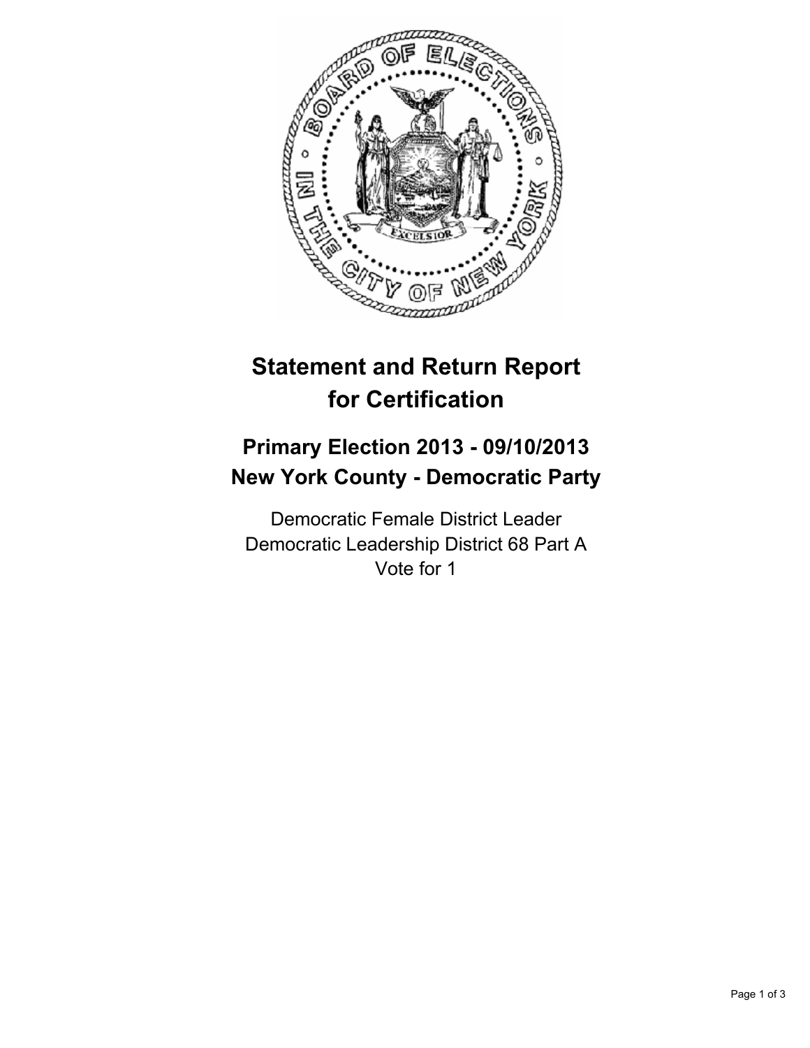# Statement and Return Report for Certification

## Primary Election 2013 - 09/10/2013
## New York County - Democratic Party

Democratic Female District Leader
Democratic Leadership District 68 Part A
Vote for 1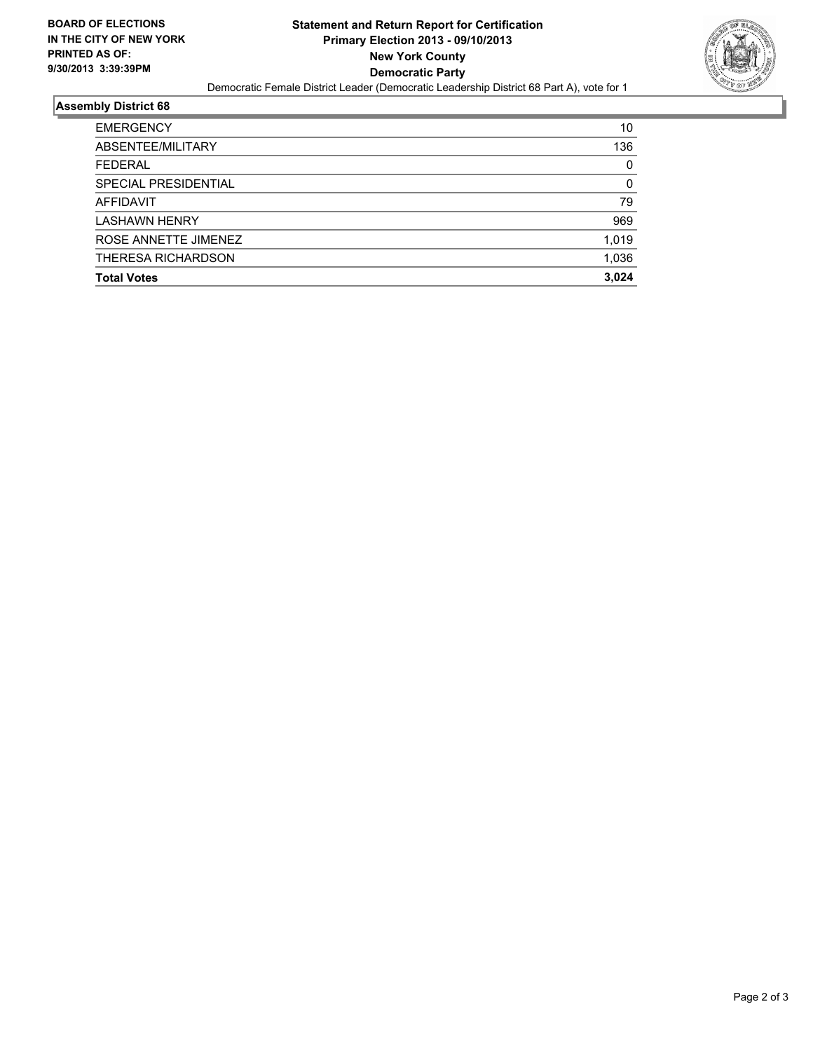**BOARD OF ELECTIONS IN THE CITY OF NEW YORK PRINTED AS OF: 9/30/2013 3:39:39PM**

# Statement and Return Report for Certification
## Primary Election 2013 - 09/10/2013
## New York County
## Democratic Party

Democratic Female District Leader (Democratic Leadership District 68 Part A), vote for 1

### Assembly District 68

| | |
|---|---|
| EMERGENCY | 10 |
| ABSENTEE/MILITARY | 136 |
| FEDERAL | 0 |
| SPECIAL PRESIDENTIAL | 0 |
| AFFIDAVIT | 79 |
| LASHAWN HENRY | 969 |
| ROSE ANNETTE JIMENEZ | 1,019 |
| THERESA RICHARDSON | 1,036 |
| **Total Votes** | **3,024** |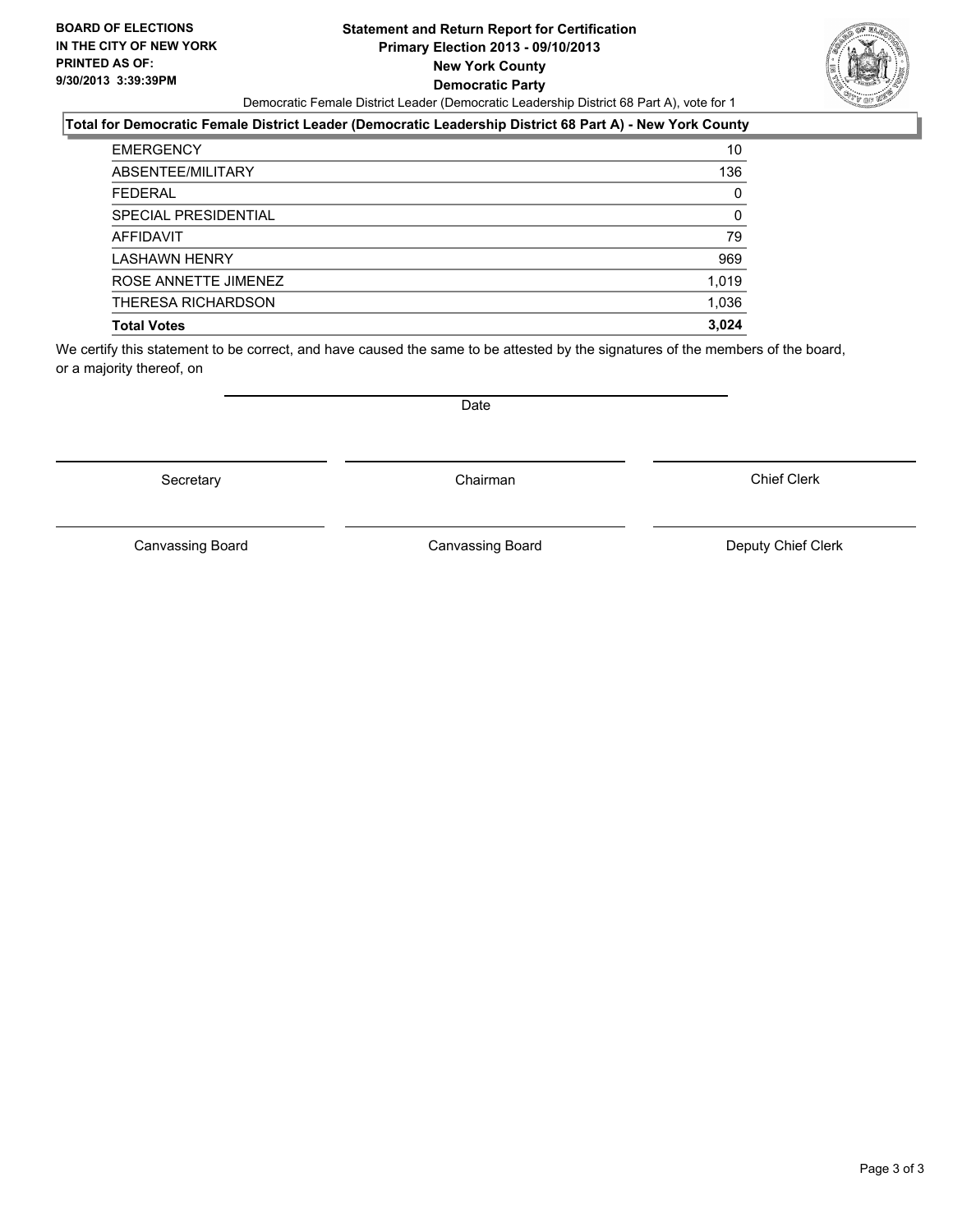**BOARD OF ELECTIONS IN THE CITY OF NEW YORK PRINTED AS OF: 9/30/2013 3:39:39PM**

**Statement and Return Report for Certification**
**Primary Election 2013 - 09/10/2013**
**New York County**
**Democratic Party**

Democratic Female District Leader (Democratic Leadership District 68 Part A), vote for 1

**Total for Democratic Female District Leader (Democratic Leadership District 68 Part A) - New York County**

| | |
|---|---|
| EMERGENCY | 10 |
| ABSENTEE/MILITARY | 136 |
| FEDERAL | 0 |
| SPECIAL PRESIDENTIAL | 0 |
| AFFIDAVIT | 79 |
| LASHAWN HENRY | 969 |
| ROSE ANNETTE JIMENEZ | 1,019 |
| THERESA RICHARDSON | 1,036 |
| **Total Votes** | **3,024** |

We certify this statement to be correct, and have caused the same to be attested by the signatures of the members of the board, or a majority thereof, on

Date

Secretary

Chairman

Chief Clerk

Canvassing Board

Canvassing Board

Deputy Chief Clerk